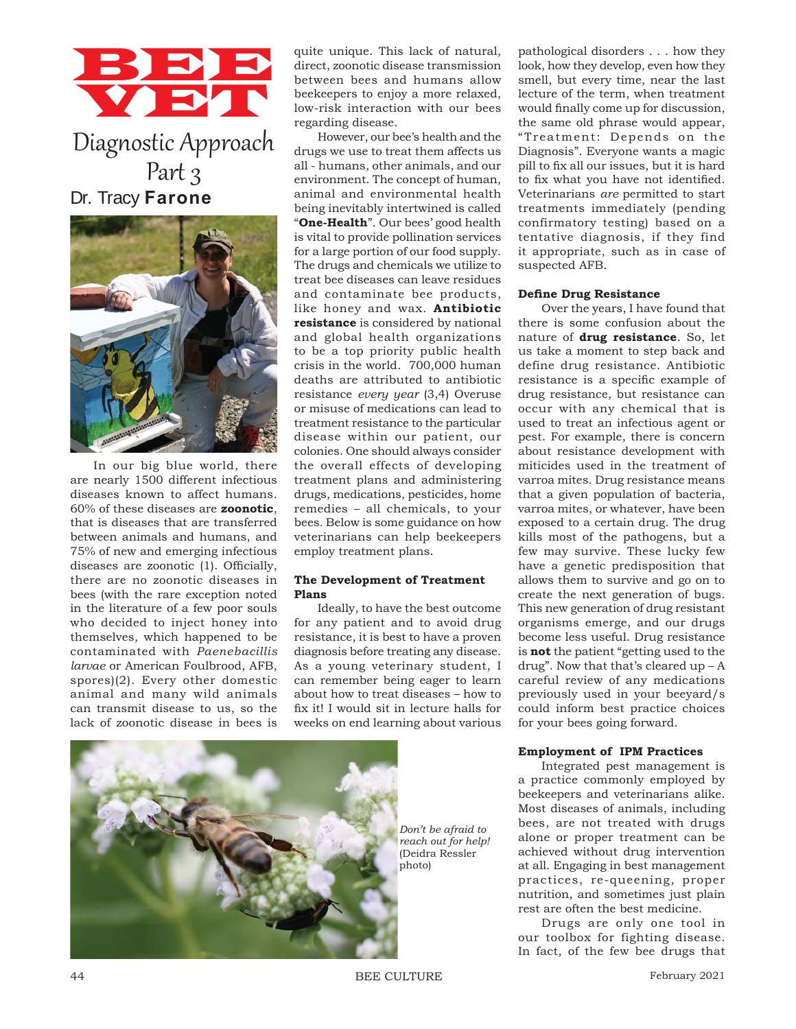# BEE VET

## Diagnostic Approach Part 3

Dr. Tracy **Farone**

In our big blue world, there are nearly 1500 different infectious diseases known to affect humans. 60% of these diseases are **zoonotic**, that is diseases that are transferred between animals and humans, and 75% of new and emerging infectious diseases are zoonotic (1). Officially, there are no zoonotic diseases in bees (with the rare exception noted in the literature of a few poor souls who decided to inject honey into themselves, which happened to be contaminated with *Paenebacillis larvae* or American Foulbrood, AFB, spores)(2). Every other domestic animal and many wild animals can transmit disease to us, so the lack of zoonotic disease in bees is quite unique. This lack of natural, direct, zoonotic disease transmission between bees and humans allow beekeepers to enjoy a more relaxed, low-risk interaction with our bees regarding disease.

However, our bee's health and the drugs we use to treat them affects us all - humans, other animals, and our environment. The concept of human, animal and environmental health being inevitably intertwined is called "**One-Health**". Our bees' good health is vital to provide pollination services for a large portion of our food supply. The drugs and chemicals we utilize to treat bee diseases can leave residues and contaminate bee products, like honey and wax. **Antibiotic resistance** is considered by national and global health organizations to be a top priority public health crisis in the world. 700,000 human deaths are attributed to antibiotic resistance *every year* (3,4) Overuse or misuse of medications can lead to treatment resistance to the particular disease within our patient, our colonies. One should always consider the overall effects of developing treatment plans and administering drugs, medications, pesticides, home remedies – all chemicals, to your bees. Below is some guidance on how veterinarians can help beekeepers employ treatment plans.

### The Development of Treatment Plans

Ideally, to have the best outcome for any patient and to avoid drug resistance, it is best to have a proven diagnosis before treating any disease. As a young veterinary student, I can remember being eager to learn about how to treat diseases – how to fix it! I would sit in lecture halls for weeks on end learning about various pathological disorders . . . how they look, how they develop, even how they smell, but every time, near the last lecture of the term, when treatment would finally come up for discussion, the same old phrase would appear, "Treatment: Depends on the Diagnosis". Everyone wants a magic pill to fix all our issues, but it is hard to fix what you have not identified. Veterinarians *are* permitted to start treatments immediately (pending confirmatory testing) based on a tentative diagnosis, if they find it appropriate, such as in case of suspected AFB.

### Define Drug Resistance

Over the years, I have found that there is some confusion about the nature of **drug resistance**. So, let us take a moment to step back and define drug resistance. Antibiotic resistance is a specific example of drug resistance, but resistance can occur with any chemical that is used to treat an infectious agent or pest. For example, there is concern about resistance development with miticides used in the treatment of varroa mites. Drug resistance means that a given population of bacteria, varroa mites, or whatever, have been exposed to a certain drug. The drug kills most of the pathogens, but a few may survive. These lucky few have a genetic predisposition that allows them to survive and go on to create the next generation of bugs. This new generation of drug resistant organisms emerge, and our drugs become less useful. Drug resistance is **not** the patient "getting used to the drug". Now that that's cleared up – A careful review of any medications previously used in your beeyard/s could inform best practice choices for your bees going forward.

*Don't be afraid to reach out for help!* (Deidra Ressler photo)

### Employment of IPM Practices

Integrated pest management is a practice commonly employed by beekeepers and veterinarians alike. Most diseases of animals, including bees, are not treated with drugs alone or proper treatment can be achieved without drug intervention at all. Engaging in best management practices, re-queening, proper nutrition, and sometimes just plain rest are often the best medicine.

Drugs are only one tool in our toolbox for fighting disease. In fact, of the few bee drugs that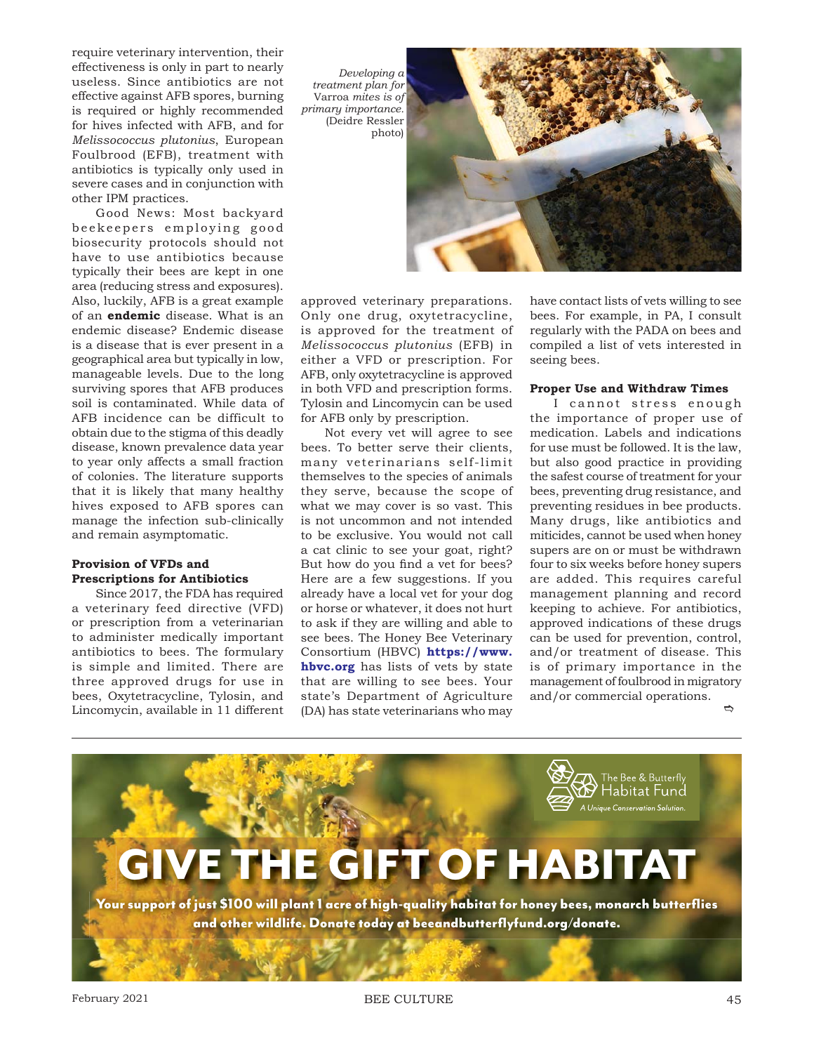require veterinary intervention, their effectiveness is only in part to nearly useless. Since antibiotics are not effective against AFB spores, burning is required or highly recommended for hives infected with AFB, and for *Melissococcus plutonius*, European Foulbrood (EFB), treatment with antibiotics is typically only used in severe cases and in conjunction with other IPM practices.

Good News: Most backyard beekeepers employing good biosecurity protocols should not have to use antibiotics because typically their bees are kept in one area (reducing stress and exposures). Also, luckily, AFB is a great example of an **endemic** disease. What is an endemic disease? Endemic disease is a disease that is ever present in a geographical area but typically in low, manageable levels. Due to the long surviving spores that AFB produces soil is contaminated. While data of AFB incidence can be difficult to obtain due to the stigma of this deadly disease, known prevalence data year to year only affects a small fraction of colonies. The literature supports that it is likely that many healthy hives exposed to AFB spores can manage the infection sub-clinically and remain asymptomatic.

*Developing a treatment plan for* Varroa *mites is of primary importance.* (Deidre Ressler photo)

### Provision of VFDs and Prescriptions for Antibiotics

Since 2017, the FDA has required a veterinary feed directive (VFD) or prescription from a veterinarian to administer medically important antibiotics to bees. The formulary is simple and limited. There are three approved drugs for use in bees, Oxytetracycline, Tylosin, and Lincomycin, available in 11 different approved veterinary preparations. Only one drug, oxytetracycline, is approved for the treatment of *Melissococcus plutonius* (EFB) in either a VFD or prescription. For AFB, only oxytetracycline is approved in both VFD and prescription forms. Tylosin and Lincomycin can be used for AFB only by prescription.

Not every vet will agree to see bees. To better serve their clients, many veterinarians self-limit themselves to the species of animals they serve, because the scope of what we may cover is so vast. This is not uncommon and not intended to be exclusive. You would not call a cat clinic to see your goat, right? But how do you find a vet for bees? Here are a few suggestions. If you already have a local vet for your dog or horse or whatever, it does not hurt to ask if they are willing and able to see bees. The Honey Bee Veterinary Consortium (HBVC) **https://www.hbvc.org** has lists of vets by state that are willing to see bees. Your state's Department of Agriculture (DA) has state veterinarians who may have contact lists of vets willing to see bees. For example, in PA, I consult regularly with the PADA on bees and compiled a list of vets interested in seeing bees.

### Proper Use and Withdraw Times

I cannot stress enough the importance of proper use of medication. Labels and indications for use must be followed. It is the law, but also good practice in providing the safest course of treatment for your bees, preventing drug resistance, and preventing residues in bee products. Many drugs, like antibiotics and miticides, cannot be used when honey supers are on or must be withdrawn four to six weeks before honey supers are added. This requires careful management planning and record keeping to achieve. For antibiotics, approved indications of these drugs can be used for prevention, control, and/or treatment of disease. This is of primary importance in the management of foulbrood in migratory and/or commercial operations.

The Bee & Butterfly Habitat Fund
A Unique Conservation Solution.

**GIVE THE GIFT OF HABITAT**

**Your support of just $100 will plant 1 acre of high-quality habitat for honey bees, monarch butterflies and other wildlife. Donate today at beeandbutterflyfund.org/donate.**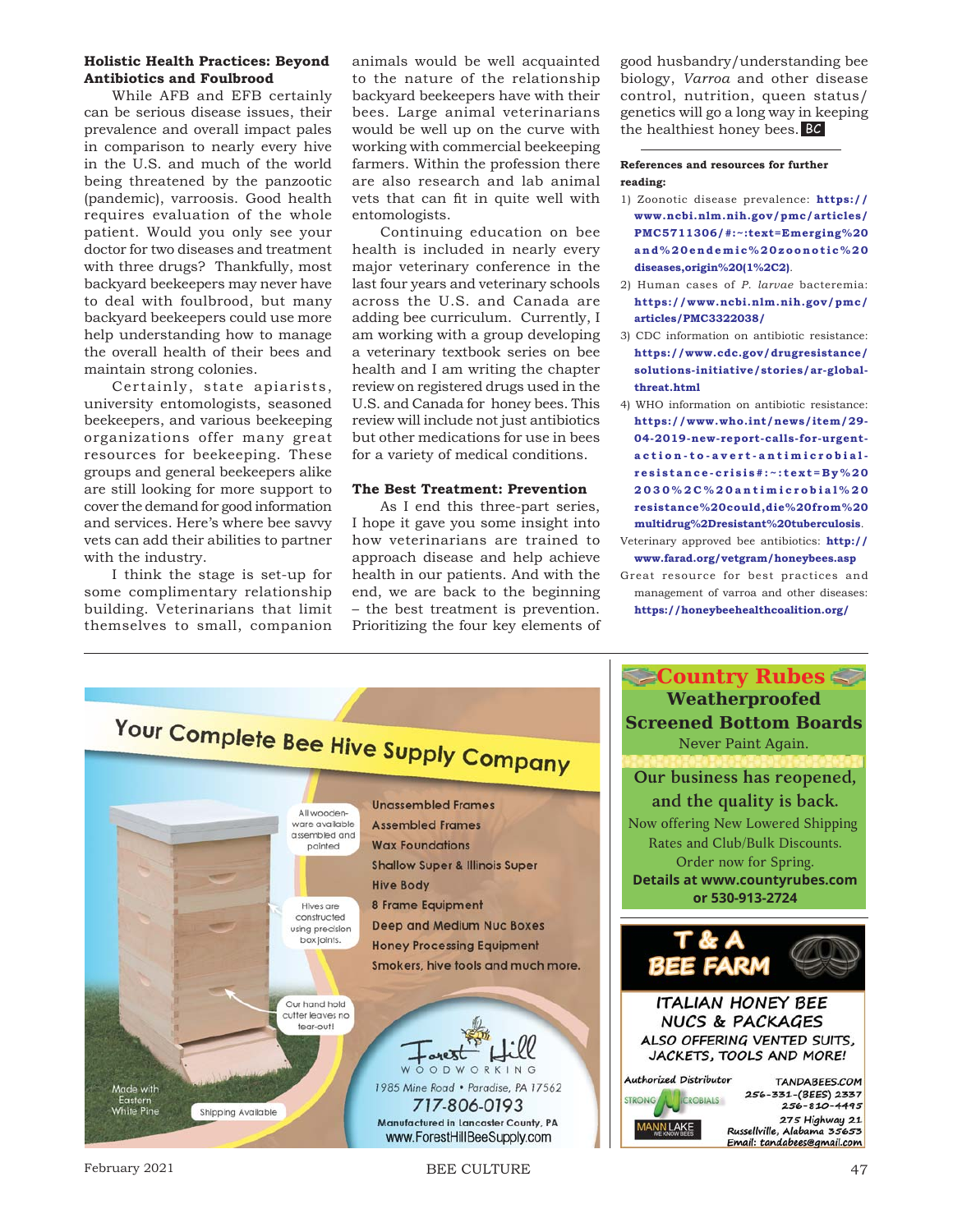### Holistic Health Practices: Beyond Antibiotics and Foulbrood

While AFB and EFB certainly can be serious disease issues, their prevalence and overall impact pales in comparison to nearly every hive in the U.S. and much of the world being threatened by the panzootic (pandemic), varroosis. Good health requires evaluation of the whole patient. Would you only see your doctor for two diseases and treatment with three drugs? Thankfully, most backyard beekeepers may never have to deal with foulbrood, but many backyard beekeepers could use more help understanding how to manage the overall health of their bees and maintain strong colonies.

Certainly, state apiarists, university entomologists, seasoned beekeepers, and various beekeeping organizations offer many great resources for beekeeping. These groups and general beekeepers alike are still looking for more support to cover the demand for good information and services. Here's where bee savvy vets can add their abilities to partner with the industry.

I think the stage is set-up for some complimentary relationship building. Veterinarians that limit themselves to small, companion animals would be well acquainted to the nature of the relationship backyard beekeepers have with their bees. Large animal veterinarians would be well up on the curve with working with commercial beekeeping farmers. Within the profession there are also research and lab animal vets that can fit in quite well with entomologists.

Continuing education on bee health is included in nearly every major veterinary conference in the last four years and veterinary schools across the U.S. and Canada are adding bee curriculum. Currently, I am working with a group developing a veterinary textbook series on bee health and I am writing the chapter review on registered drugs used in the U.S. and Canada for honey bees. This review will include not just antibiotics but other medications for use in bees for a variety of medical conditions.

### The Best Treatment: Prevention

As I end this three-part series, I hope it gave you some insight into how veterinarians are trained to approach disease and help achieve health in our patients. And with the end, we are back to the beginning – the best treatment is prevention. Prioritizing the four key elements of good husbandry/understanding bee biology, *Varroa* and other disease control, nutrition, queen status/genetics will go a long way in keeping the healthiest honey bees. BC

---

**References and resources for further reading:**

1) Zoonotic disease prevalence: **https://www.ncbi.nlm.nih.gov/pmc/articles/PMC5711306/#:~:text=Emerging%20and%20endemic%20zoonotic%20diseases,origin%20(1%2C2)**.
2) Human cases of *P. larvae* bacteremia: **https://www.ncbi.nlm.nih.gov/pmc/articles/PMC3322038/**
3) CDC information on antibiotic resistance: **https://www.cdc.gov/drugresistance/solutions-initiative/stories/ar-global-threat.html**
4) WHO information on antibiotic resistance: **https://www.who.int/news/item/29-04-2019-new-report-calls-for-urgent-action-to-avert-antimicrobial-resistance-crisis#:~:text=By%202030%2C%20antimicrobial%20resistance%20could,die%20from%20multidrug%2Dresistant%20tuberculosis**.

Veterinary approved bee antibiotics: **http://www.farad.org/vetgram/honeybees.asp**

Great resource for best practices and management of varroa and other diseases: **https://honeybeehealthcoalition.org/**

---

Your Complete Bee Hive Supply Company

All woodenware available assembled and painted

Hives are constructed using precision box joints.

Our hand hold cutter leaves no tear-out!

Made with Eastern White Pine

Shipping Available

Unassembled Frames
Assembled Frames
Wax Foundations
Shallow Super & Illinois Super
Hive Body
8 Frame Equipment
Deep and Medium Nuc Boxes
Honey Processing Equipment
Smokers, hive tools and much more.

Forest Hill WOODWORKING
1985 Mine Road • Paradise, PA 17562
717-806-0193
Manufactured in Lancaster County, PA
www.ForestHillBeeSupply.com

---

**Country Rubes**
**Weatherproofed Screened Bottom Boards**
Never Paint Again.
**Our business has reopened, and the quality is back.**
Now offering New Lowered Shipping Rates and Club/Bulk Discounts.
Order now for Spring.
**Details at www.countyrubes.com or 530-913-2724**

---

**T & A BEE FARM**
ITALIAN HONEY BEE NUCS & PACKAGES
ALSO OFFERING VENTED SUITS, JACKETS, TOOLS AND MORE!
Authorized Distributor
STRONG MICROBIALS
MANN LAKE WE KNOW BEES
TANDABEES.COM
256-331-(BEES) 2337
256-810-4495
275 Highway 21
Russellville, Alabama 35653
Email: tandabees@gmail.com